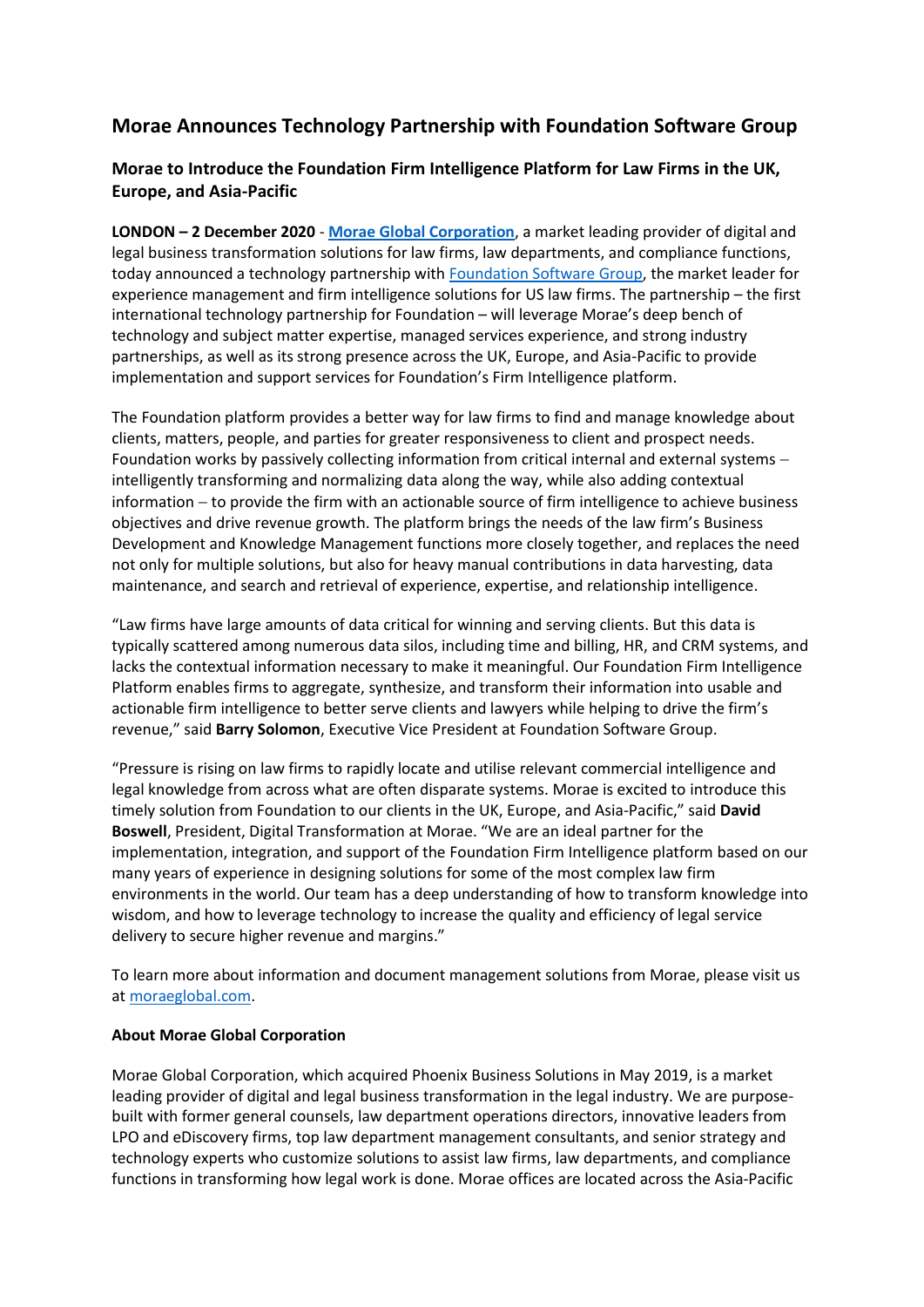# Morae Announces Technology Partnership with Foundation Software Group

## Morae to Introduce the Foundation Firm Intelligence Platform for Law Firms in the UK, Europe, and Asia-Pacific

**LONDON – 2 December 2020** - **Morae Global Corporation**, a market leading provider of digital and legal business transformation solutions for law firms, law departments, and compliance functions, today announced a technology partnership with Foundation Software Group, the market leader for experience management and firm intelligence solutions for US law firms. The partnership – the first international technology partnership for Foundation – will leverage Morae's deep bench of technology and subject matter expertise, managed services experience, and strong industry partnerships, as well as its strong presence across the UK, Europe, and Asia-Pacific to provide implementation and support services for Foundation's Firm Intelligence platform.

The Foundation platform provides a better way for law firms to find and manage knowledge about clients, matters, people, and parties for greater responsiveness to client and prospect needs. Foundation works by passively collecting information from critical internal and external systems – intelligently transforming and normalizing data along the way, while also adding contextual information – to provide the firm with an actionable source of firm intelligence to achieve business objectives and drive revenue growth. The platform brings the needs of the law firm's Business Development and Knowledge Management functions more closely together, and replaces the need not only for multiple solutions, but also for heavy manual contributions in data harvesting, data maintenance, and search and retrieval of experience, expertise, and relationship intelligence.

"Law firms have large amounts of data critical for winning and serving clients. But this data is typically scattered among numerous data silos, including time and billing, HR, and CRM systems, and lacks the contextual information necessary to make it meaningful. Our Foundation Firm Intelligence Platform enables firms to aggregate, synthesize, and transform their information into usable and actionable firm intelligence to better serve clients and lawyers while helping to drive the firm's revenue," said **Barry Solomon**, Executive Vice President at Foundation Software Group.

"Pressure is rising on law firms to rapidly locate and utilise relevant commercial intelligence and legal knowledge from across what are often disparate systems. Morae is excited to introduce this timely solution from Foundation to our clients in the UK, Europe, and Asia-Pacific," said **David Boswell**, President, Digital Transformation at Morae. "We are an ideal partner for the implementation, integration, and support of the Foundation Firm Intelligence platform based on our many years of experience in designing solutions for some of the most complex law firm environments in the world. Our team has a deep understanding of how to transform knowledge into wisdom, and how to leverage technology to increase the quality and efficiency of legal service delivery to secure higher revenue and margins."

To learn more about information and document management solutions from Morae, please visit us at moraeglobal.com.

**About Morae Global Corporation**

Morae Global Corporation, which acquired Phoenix Business Solutions in May 2019, is a market leading provider of digital and legal business transformation in the legal industry. We are purpose-built with former general counsels, law department operations directors, innovative leaders from LPO and eDiscovery firms, top law department management consultants, and senior strategy and technology experts who customize solutions to assist law firms, law departments, and compliance functions in transforming how legal work is done. Morae offices are located across the Asia-Pacific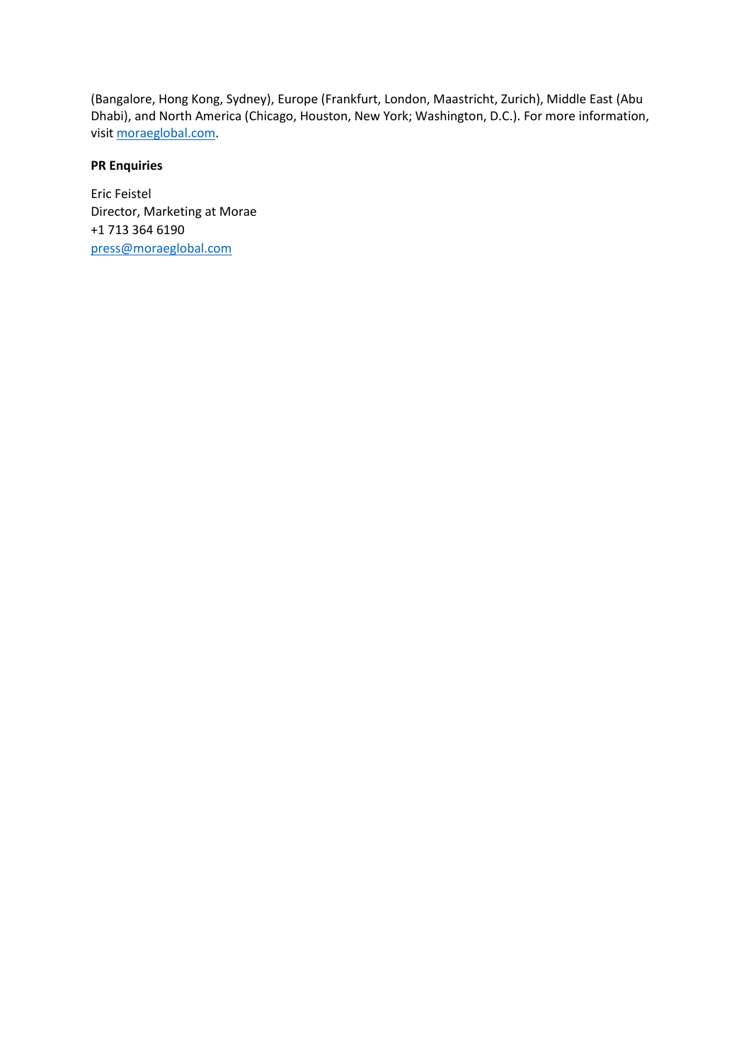(Bangalore, Hong Kong, Sydney), Europe (Frankfurt, London, Maastricht, Zurich), Middle East (Abu Dhabi), and North America (Chicago, Houston, New York; Washington, D.C.). For more information, visit [moraeglobal.com](moraeglobal.com).

**PR Enquiries**

Eric Feistel
Director, Marketing at Morae
+1 713 364 6190
[press@moraeglobal.com](mailto:press@moraeglobal.com)